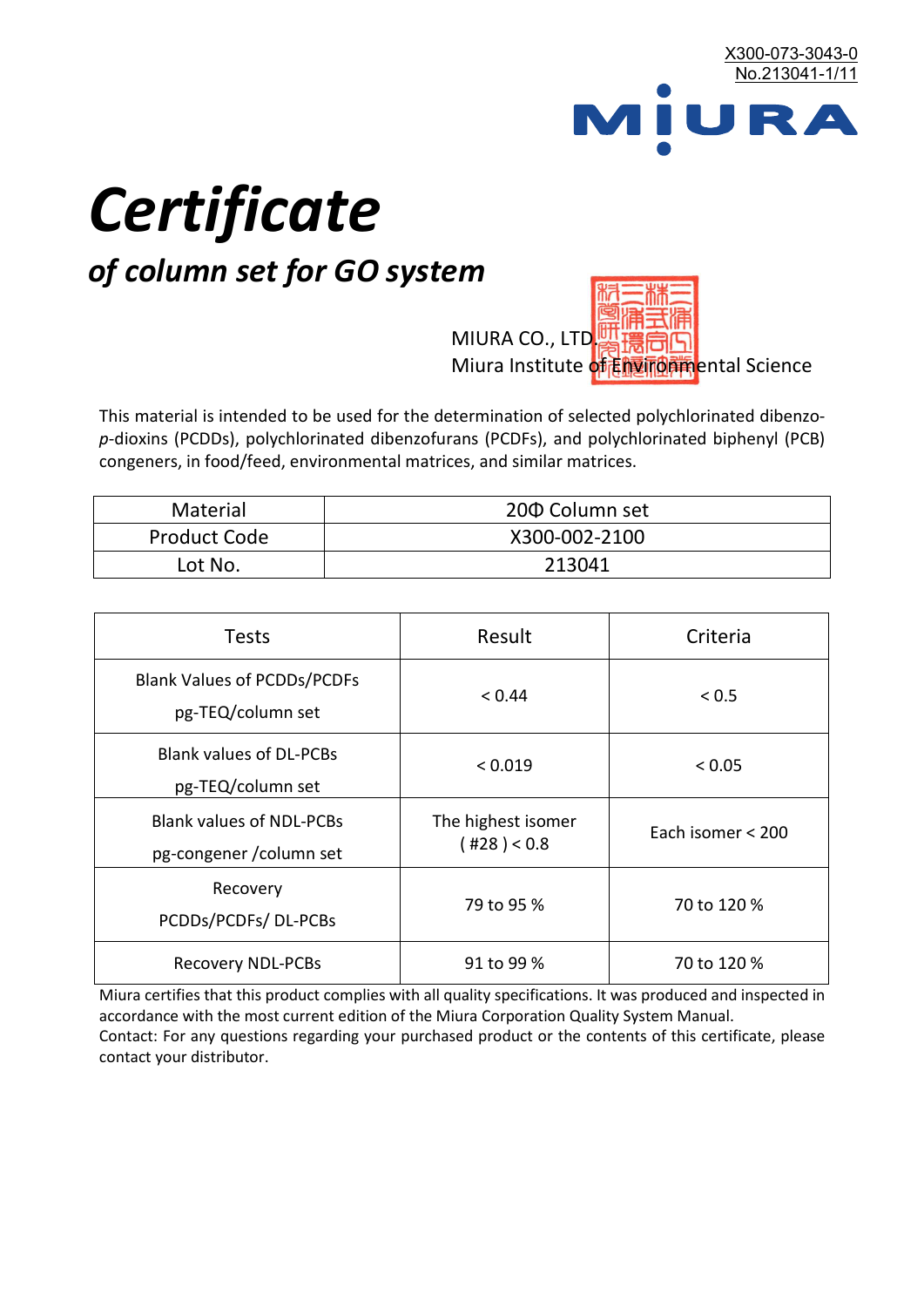X300-073-3043-0
No.213041-1/11

MIURA

# *Certificate*

## *of column set for GO system*

MIURA CO., LTD.
Miura Institute of Environmental Science

This material is intended to be used for the determination of selected polychlorinated dibenzo-*p*-dioxins (PCDDs), polychlorinated dibenzofurans (PCDFs), and polychlorinated biphenyl (PCB) congeners, in food/feed, environmental matrices, and similar matrices.

| Material | 20Φ Column set |
|---|---|
| Product Code | X300-002-2100 |
| Lot No. | 213041 |

| Tests | Result | Criteria |
|---|---|---|
| Blank Values of PCDDs/PCDFs pg-TEQ/column set | < 0.44 | < 0.5 |
| Blank values of DL-PCBs pg-TEQ/column set | < 0.019 | < 0.05 |
| Blank values of NDL-PCBs pg-congener /column set | The highest isomer ( #28 ) < 0.8 | Each isomer < 200 |
| Recovery PCDDs/PCDFs/ DL-PCBs | 79 to 95 % | 70 to 120 % |
| Recovery NDL-PCBs | 91 to 99 % | 70 to 120 % |

Miura certifies that this product complies with all quality specifications. It was produced and inspected in accordance with the most current edition of the Miura Corporation Quality System Manual.
Contact: For any questions regarding your purchased product or the contents of this certificate, please contact your distributor.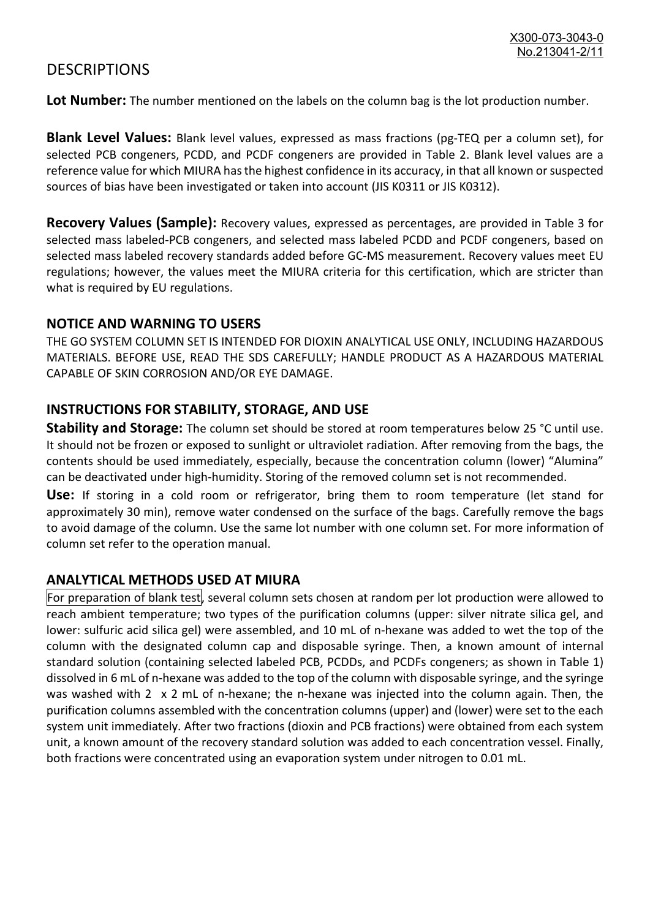# DESCRIPTIONS

**Lot Number:** The number mentioned on the labels on the column bag is the lot production number.

**Blank Level Values:** Blank level values, expressed as mass fractions (pg-TEQ per a column set), for selected PCB congeners, PCDD, and PCDF congeners are provided in Table 2. Blank level values are a reference value for which MIURA has the highest confidence in its accuracy, in that all known or suspected sources of bias have been investigated or taken into account (JIS K0311 or JIS K0312).

**Recovery Values (Sample):** Recovery values, expressed as percentages, are provided in Table 3 for selected mass labeled-PCB congeners, and selected mass labeled PCDD and PCDF congeners, based on selected mass labeled recovery standards added before GC-MS measurement. Recovery values meet EU regulations; however, the values meet the MIURA criteria for this certification, which are stricter than what is required by EU regulations.

## NOTICE AND WARNING TO USERS

THE GO SYSTEM COLUMN SET IS INTENDED FOR DIOXIN ANALYTICAL USE ONLY, INCLUDING HAZARDOUS MATERIALS. BEFORE USE, READ THE SDS CAREFULLY; HANDLE PRODUCT AS A HAZARDOUS MATERIAL CAPABLE OF SKIN CORROSION AND/OR EYE DAMAGE.

## INSTRUCTIONS FOR STABILITY, STORAGE, AND USE

**Stability and Storage:** The column set should be stored at room temperatures below 25 °C until use. It should not be frozen or exposed to sunlight or ultraviolet radiation. After removing from the bags, the contents should be used immediately, especially, because the concentration column (lower) "Alumina" can be deactivated under high-humidity. Storing of the removed column set is not recommended.

**Use:** If storing in a cold room or refrigerator, bring them to room temperature (let stand for approximately 30 min), remove water condensed on the surface of the bags. Carefully remove the bags to avoid damage of the column. Use the same lot number with one column set. For more information of column set refer to the operation manual.

## ANALYTICAL METHODS USED AT MIURA

For preparation of blank test, several column sets chosen at random per lot production were allowed to reach ambient temperature; two types of the purification columns (upper: silver nitrate silica gel, and lower: sulfuric acid silica gel) were assembled, and 10 mL of n-hexane was added to wet the top of the column with the designated column cap and disposable syringe. Then, a known amount of internal standard solution (containing selected labeled PCB, PCDDs, and PCDFs congeners; as shown in Table 1) dissolved in 6 mL of n-hexane was added to the top of the column with disposable syringe, and the syringe was washed with 2 x 2 mL of n-hexane; the n-hexane was injected into the column again. Then, the purification columns assembled with the concentration columns (upper) and (lower) were set to the each system unit immediately. After two fractions (dioxin and PCB fractions) were obtained from each system unit, a known amount of the recovery standard solution was added to each concentration vessel. Finally, both fractions were concentrated using an evaporation system under nitrogen to 0.01 mL.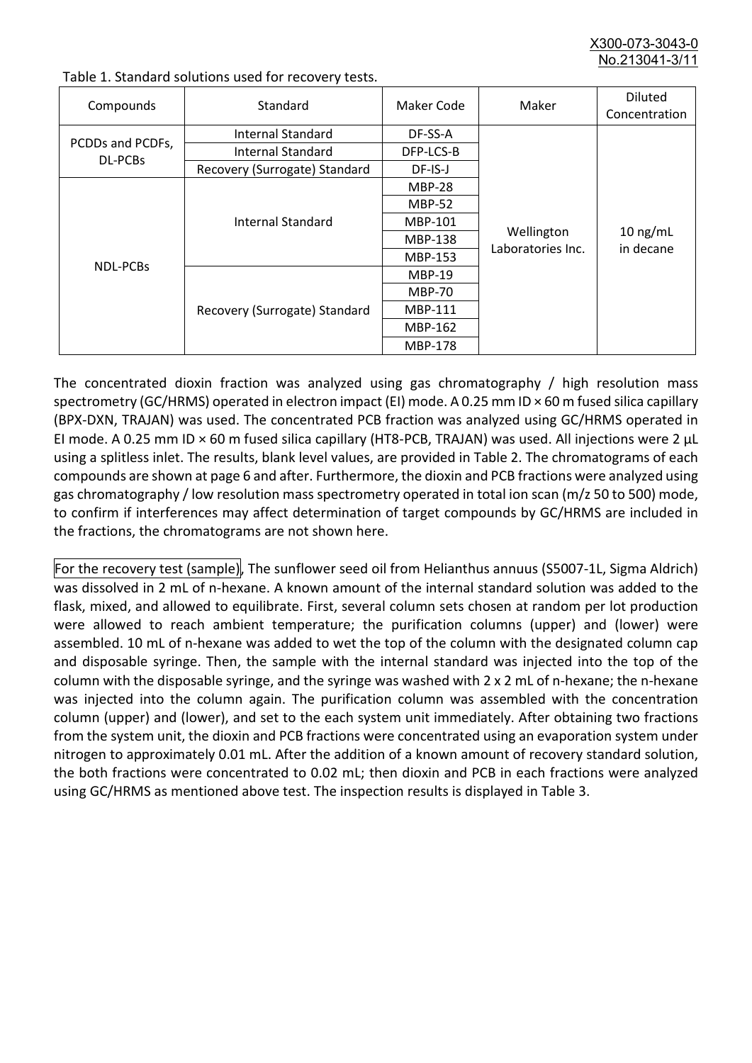Table 1. Standard solutions used for recovery tests.

| Compounds | Standard | Maker Code | Maker | Diluted Concentration |
|---|---|---|---|---|
| PCDDs and PCDFs, DL-PCBs | Internal Standard | DF-SS-A | Wellington Laboratories Inc. | 10 ng/mL in decane |
| | Internal Standard | DFP-LCS-B | | |
| | Recovery (Surrogate) Standard | DF-IS-J | | |
| NDL-PCBs | Internal Standard | MBP-28 | | |
| | | MBP-52 | | |
| | | MBP-101 | | |
| | | MBP-138 | | |
| | | MBP-153 | | |
| | Recovery (Surrogate) Standard | MBP-19 | | |
| | | MBP-70 | | |
| | | MBP-111 | | |
| | | MBP-162 | | |
| | | MBP-178 | | |

The concentrated dioxin fraction was analyzed using gas chromatography / high resolution mass spectrometry (GC/HRMS) operated in electron impact (EI) mode. A 0.25 mm ID × 60 m fused silica capillary (BPX-DXN, TRAJAN) was used. The concentrated PCB fraction was analyzed using GC/HRMS operated in EI mode. A 0.25 mm ID × 60 m fused silica capillary (HT8-PCB, TRAJAN) was used. All injections were 2 µL using a splitless inlet. The results, blank level values, are provided in Table 2. The chromatograms of each compounds are shown at page 6 and after. Furthermore, the dioxin and PCB fractions were analyzed using gas chromatography / low resolution mass spectrometry operated in total ion scan (m/z 50 to 500) mode, to confirm if interferences may affect determination of target compounds by GC/HRMS are included in the fractions, the chromatograms are not shown here.

For the recovery test (sample), The sunflower seed oil from Helianthus annuus (S5007-1L, Sigma Aldrich) was dissolved in 2 mL of n-hexane. A known amount of the internal standard solution was added to the flask, mixed, and allowed to equilibrate. First, several column sets chosen at random per lot production were allowed to reach ambient temperature; the purification columns (upper) and (lower) were assembled. 10 mL of n-hexane was added to wet the top of the column with the designated column cap and disposable syringe. Then, the sample with the internal standard was injected into the top of the column with the disposable syringe, and the syringe was washed with 2 x 2 mL of n-hexane; the n-hexane was injected into the column again. The purification column was assembled with the concentration column (upper) and (lower), and set to the each system unit immediately. After obtaining two fractions from the system unit, the dioxin and PCB fractions were concentrated using an evaporation system under nitrogen to approximately 0.01 mL. After the addition of a known amount of recovery standard solution, the both fractions were concentrated to 0.02 mL; then dioxin and PCB in each fractions were analyzed using GC/HRMS as mentioned above test. The inspection results is displayed in Table 3.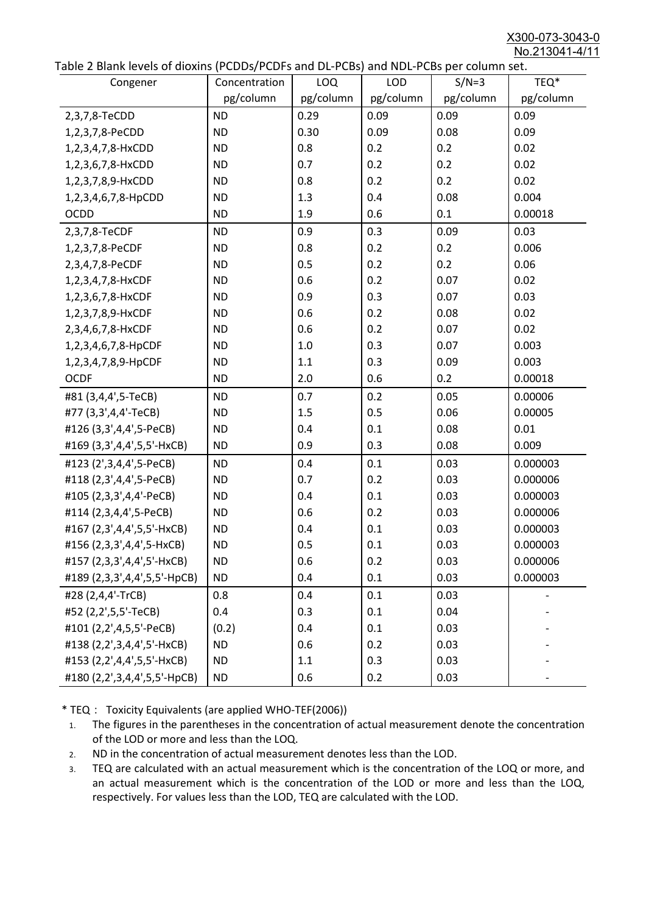Table 2 Blank levels of dioxins (PCDDs/PCDFs and DL-PCBs) and NDL-PCBs per column set.

| Congener | Concentration pg/column | LOQ pg/column | LOD pg/column | S/N=3 pg/column | TEQ* pg/column |
|---|---|---|---|---|---|
| 2,3,7,8-TeCDD | ND | 0.29 | 0.09 | 0.09 | 0.09 |
| 1,2,3,7,8-PeCDD | ND | 0.30 | 0.09 | 0.08 | 0.09 |
| 1,2,3,4,7,8-HxCDD | ND | 0.8 | 0.2 | 0.2 | 0.02 |
| 1,2,3,6,7,8-HxCDD | ND | 0.7 | 0.2 | 0.2 | 0.02 |
| 1,2,3,7,8,9-HxCDD | ND | 0.8 | 0.2 | 0.2 | 0.02 |
| 1,2,3,4,6,7,8-HpCDD | ND | 1.3 | 0.4 | 0.08 | 0.004 |
| OCDD | ND | 1.9 | 0.6 | 0.1 | 0.00018 |
| 2,3,7,8-TeCDF | ND | 0.9 | 0.3 | 0.09 | 0.03 |
| 1,2,3,7,8-PeCDF | ND | 0.8 | 0.2 | 0.2 | 0.006 |
| 2,3,4,7,8-PeCDF | ND | 0.5 | 0.2 | 0.2 | 0.06 |
| 1,2,3,4,7,8-HxCDF | ND | 0.6 | 0.2 | 0.07 | 0.02 |
| 1,2,3,6,7,8-HxCDF | ND | 0.9 | 0.3 | 0.07 | 0.03 |
| 1,2,3,7,8,9-HxCDF | ND | 0.6 | 0.2 | 0.08 | 0.02 |
| 2,3,4,6,7,8-HxCDF | ND | 0.6 | 0.2 | 0.07 | 0.02 |
| 1,2,3,4,6,7,8-HpCDF | ND | 1.0 | 0.3 | 0.07 | 0.003 |
| 1,2,3,4,7,8,9-HpCDF | ND | 1.1 | 0.3 | 0.09 | 0.003 |
| OCDF | ND | 2.0 | 0.6 | 0.2 | 0.00018 |
| #81 (3,4,4',5-TeCB) | ND | 0.7 | 0.2 | 0.05 | 0.00006 |
| #77 (3,3',4,4'-TeCB) | ND | 1.5 | 0.5 | 0.06 | 0.00005 |
| #126 (3,3',4,4',5-PeCB) | ND | 0.4 | 0.1 | 0.08 | 0.01 |
| #169 (3,3',4,4',5,5'-HxCB) | ND | 0.9 | 0.3 | 0.08 | 0.009 |
| #123 (2',3,4,4',5-PeCB) | ND | 0.4 | 0.1 | 0.03 | 0.000003 |
| #118 (2,3',4,4',5-PeCB) | ND | 0.7 | 0.2 | 0.03 | 0.000006 |
| #105 (2,3,3',4,4'-PeCB) | ND | 0.4 | 0.1 | 0.03 | 0.000003 |
| #114 (2,3,4,4',5-PeCB) | ND | 0.6 | 0.2 | 0.03 | 0.000006 |
| #167 (2,3',4,4',5,5'-HxCB) | ND | 0.4 | 0.1 | 0.03 | 0.000003 |
| #156 (2,3,3',4,4',5-HxCB) | ND | 0.5 | 0.1 | 0.03 | 0.000003 |
| #157 (2,3,3',4,4',5'-HxCB) | ND | 0.6 | 0.2 | 0.03 | 0.000006 |
| #189 (2,3,3',4,4',5,5'-HpCB) | ND | 0.4 | 0.1 | 0.03 | 0.000003 |
| #28 (2,4,4'-TrCB) | 0.8 | 0.4 | 0.1 | 0.03 | - |
| #52 (2,2',5,5'-TeCB) | 0.4 | 0.3 | 0.1 | 0.04 | - |
| #101 (2,2',4,5,5'-PeCB) | (0.2) | 0.4 | 0.1 | 0.03 | - |
| #138 (2,2',3,4,4',5'-HxCB) | ND | 0.6 | 0.2 | 0.03 | - |
| #153 (2,2',4,4',5,5'-HxCB) | ND | 1.1 | 0.3 | 0.03 | - |
| #180 (2,2',3,4,4',5,5'-HpCB) | ND | 0.6 | 0.2 | 0.03 | - |

* TEQ： Toxicity Equivalents (are applied WHO-TEF(2006))

1. The figures in the parentheses in the concentration of actual measurement denote the concentration of the LOD or more and less than the LOQ.
2. ND in the concentration of actual measurement denotes less than the LOD.
3. TEQ are calculated with an actual measurement which is the concentration of the LOQ or more, and an actual measurement which is the concentration of the LOD or more and less than the LOQ, respectively. For values less than the LOD, TEQ are calculated with the LOD.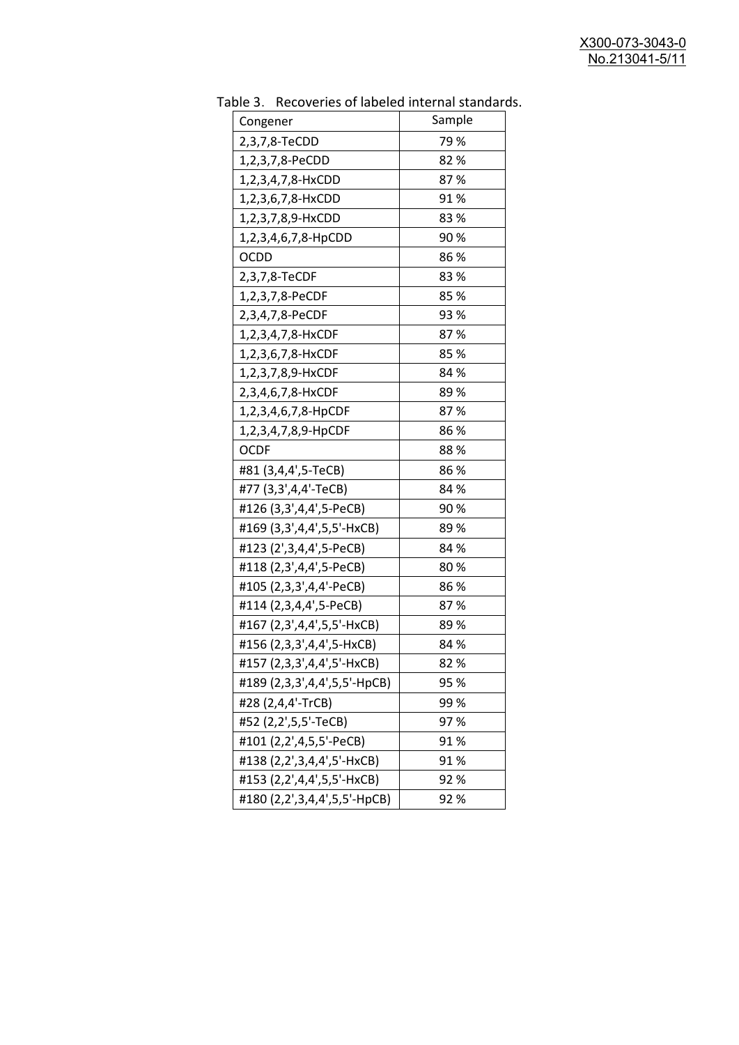Table 3. Recoveries of labeled internal standards.

| Congener | Sample |
|---|---|
| 2,3,7,8-TeCDD | 79 % |
| 1,2,3,7,8-PeCDD | 82 % |
| 1,2,3,4,7,8-HxCDD | 87 % |
| 1,2,3,6,7,8-HxCDD | 91 % |
| 1,2,3,7,8,9-HxCDD | 83 % |
| 1,2,3,4,6,7,8-HpCDD | 90 % |
| OCDD | 86 % |
| 2,3,7,8-TeCDF | 83 % |
| 1,2,3,7,8-PeCDF | 85 % |
| 2,3,4,7,8-PeCDF | 93 % |
| 1,2,3,4,7,8-HxCDF | 87 % |
| 1,2,3,6,7,8-HxCDF | 85 % |
| 1,2,3,7,8,9-HxCDF | 84 % |
| 2,3,4,6,7,8-HxCDF | 89 % |
| 1,2,3,4,6,7,8-HpCDF | 87 % |
| 1,2,3,4,7,8,9-HpCDF | 86 % |
| OCDF | 88 % |
| #81 (3,4,4',5-TeCB) | 86 % |
| #77 (3,3',4,4'-TeCB) | 84 % |
| #126 (3,3',4,4',5-PeCB) | 90 % |
| #169 (3,3',4,4',5,5'-HxCB) | 89 % |
| #123 (2',3,4,4',5-PeCB) | 84 % |
| #118 (2,3',4,4',5-PeCB) | 80 % |
| #105 (2,3,3',4,4'-PeCB) | 86 % |
| #114 (2,3,4,4',5-PeCB) | 87 % |
| #167 (2,3',4,4',5,5'-HxCB) | 89 % |
| #156 (2,3,3',4,4',5-HxCB) | 84 % |
| #157 (2,3,3',4,4',5'-HxCB) | 82 % |
| #189 (2,3,3',4,4',5,5'-HpCB) | 95 % |
| #28 (2,4,4'-TrCB) | 99 % |
| #52 (2,2',5,5'-TeCB) | 97 % |
| #101 (2,2',4,5,5'-PeCB) | 91 % |
| #138 (2,2',3,4,4',5'-HxCB) | 91 % |
| #153 (2,2',4,4',5,5'-HxCB) | 92 % |
| #180 (2,2',3,4,4',5,5'-HpCB) | 92 % |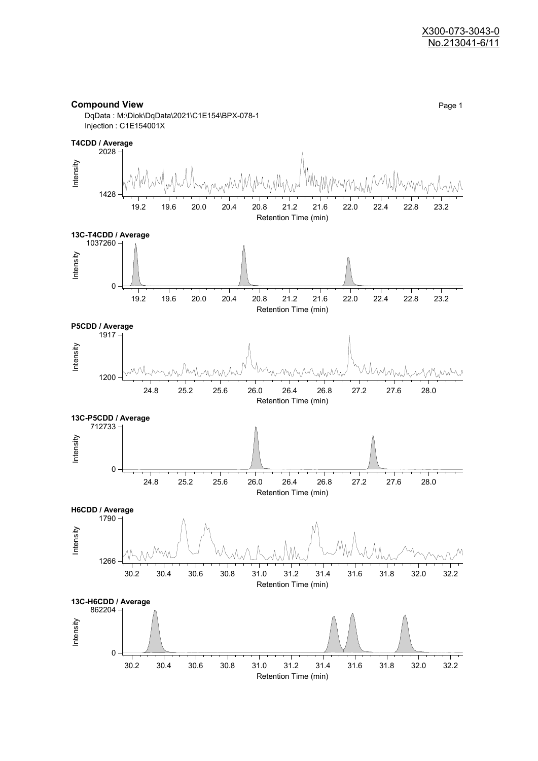**Compound View**

Page 1

DqData : M:\Diok\DqData\2021\C1E154\BPX-078-1
Injection : C1E154001X

**T4CDD / Average**

Intensity: 1428 – 2028
Retention Time (min): 19.2, 19.6, 20.0, 20.4, 20.8, 21.2, 21.6, 22.0, 22.4, 22.8, 23.2

**13C-T4CDD / Average**

Intensity: 0 – 1037260
Retention Time (min): 19.2, 19.6, 20.0, 20.4, 20.8, 21.2, 21.6, 22.0, 22.4, 22.8, 23.2

**P5CDD / Average**

Intensity: 1200 – 1917
Retention Time (min): 24.8, 25.2, 25.6, 26.0, 26.4, 26.8, 27.2, 27.6, 28.0

**13C-P5CDD / Average**

Intensity: 0 – 712733
Retention Time (min): 24.8, 25.2, 25.6, 26.0, 26.4, 26.8, 27.2, 27.6, 28.0

**H6CDD / Average**

Intensity: 1266 – 1790
Retention Time (min): 30.2, 30.4, 30.6, 30.8, 31.0, 31.2, 31.4, 31.6, 31.8, 32.0, 32.2

**13C-H6CDD / Average**

Intensity: 0 – 862204
Retention Time (min): 30.2, 30.4, 30.6, 30.8, 31.0, 31.2, 31.4, 31.6, 31.8, 32.0, 32.2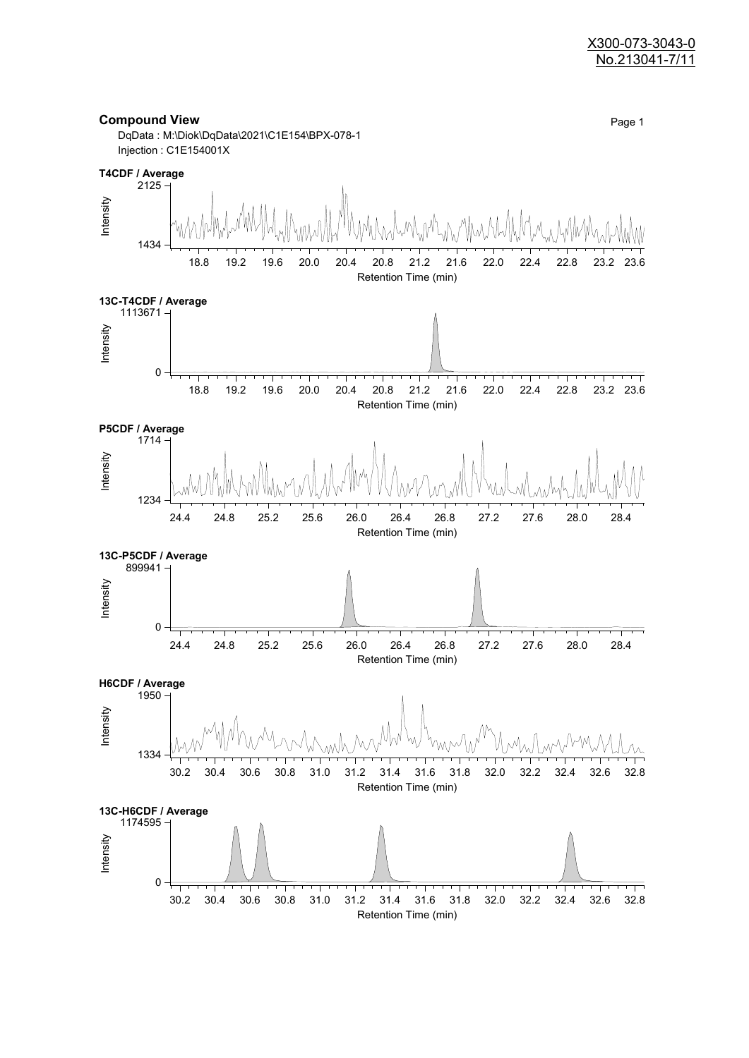X300-073-3043-0
No.213041-7/11

## Compound View

DqData : M:\Diok\DqData\2021\C1E154\BPX-078-1
Injection : C1E154001X

**T4CDF / Average**

Intensity: 1434 – 2125
Retention Time (min): 18.8, 19.2, 19.6, 20.0, 20.4, 20.8, 21.2, 21.6, 22.0, 22.4, 22.8, 23.2, 23.6

**13C-T4CDF / Average**

Intensity: 0 – 1113671
Retention Time (min): 18.8, 19.2, 19.6, 20.0, 20.4, 20.8, 21.2, 21.6, 22.0, 22.4, 22.8, 23.2, 23.6

**P5CDF / Average**

Intensity: 1234 – 1714
Retention Time (min): 24.4, 24.8, 25.2, 25.6, 26.0, 26.4, 26.8, 27.2, 27.6, 28.0, 28.4

**13C-P5CDF / Average**

Intensity: 0 – 899941
Retention Time (min): 24.4, 24.8, 25.2, 25.6, 26.0, 26.4, 26.8, 27.2, 27.6, 28.0, 28.4

**H6CDF / Average**

Intensity: 1334 – 1950
Retention Time (min): 30.2, 30.4, 30.6, 30.8, 31.0, 31.2, 31.4, 31.6, 31.8, 32.0, 32.2, 32.4, 32.6, 32.8

**13C-H6CDF / Average**

Intensity: 0 – 1174595
Retention Time (min): 30.2, 30.4, 30.6, 30.8, 31.0, 31.2, 31.4, 31.6, 31.8, 32.0, 32.2, 32.4, 32.6, 32.8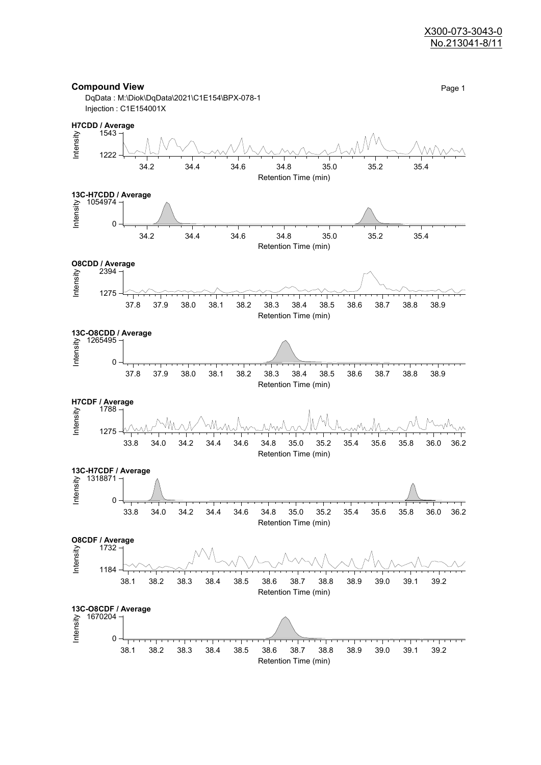X300-073-3043-0
No.213041-8/11

## Compound View

DqData : M:\Diok\DqData\2021\C1E154\BPX-078-1
Injection : C1E154001X

**H7CDD / Average**

Intensity: 1222 – 1543
Retention Time (min): 34.2, 34.4, 34.6, 34.8, 35.0, 35.2, 35.4

**13C-H7CDD / Average**

Intensity: 0 – 1054974
Retention Time (min): 34.2, 34.4, 34.6, 34.8, 35.0, 35.2, 35.4

**O8CDD / Average**

Intensity: 1275 – 2394
Retention Time (min): 37.8, 37.9, 38.0, 38.1, 38.2, 38.3, 38.4, 38.5, 38.6, 38.7, 38.8, 38.9

**13C-O8CDD / Average**

Intensity: 0 – 1265495
Retention Time (min): 37.8, 37.9, 38.0, 38.1, 38.2, 38.3, 38.4, 38.5, 38.6, 38.7, 38.8, 38.9

**H7CDF / Average**

Intensity: 1275 – 1788
Retention Time (min): 33.8, 34.0, 34.2, 34.4, 34.6, 34.8, 35.0, 35.2, 35.4, 35.6, 35.8, 36.0, 36.2

**13C-H7CDF / Average**

Intensity: 0 – 1318871
Retention Time (min): 33.8, 34.0, 34.2, 34.4, 34.6, 34.8, 35.0, 35.2, 35.4, 35.6, 35.8, 36.0, 36.2

**O8CDF / Average**

Intensity: 1184 – 1732
Retention Time (min): 38.1, 38.2, 38.3, 38.4, 38.5, 38.6, 38.7, 38.8, 38.9, 39.0, 39.1, 39.2

**13C-O8CDF / Average**

Intensity: 0 – 1670204
Retention Time (min): 38.1, 38.2, 38.3, 38.4, 38.5, 38.6, 38.7, 38.8, 38.9, 39.0, 39.1, 39.2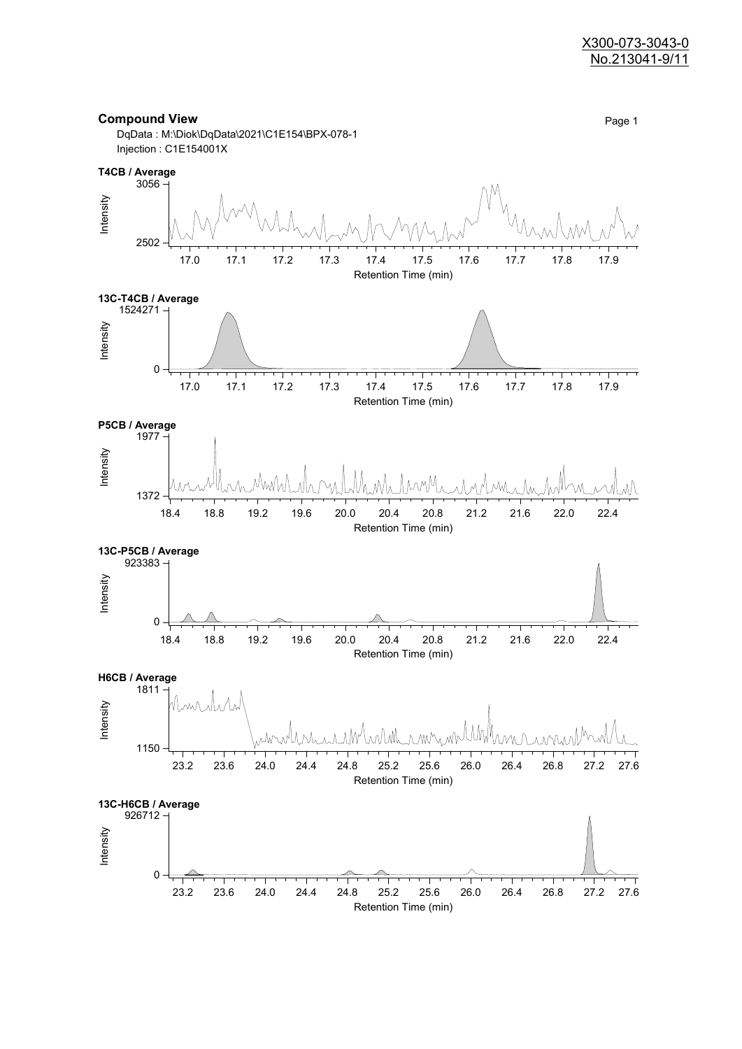X300-073-3043-0
No.213041-9/11

## Compound View

DqData : M:\Diok\DqData\2021\C1E154\BPX-078-1
Injection : C1E154001X

**T4CB / Average**

Intensity: 2502 – 3056
Retention Time (min): 17.0 – 17.9

**13C-T4CB / Average**

Intensity: 0 – 1524271
Retention Time (min): 17.0 – 17.9

**P5CB / Average**

Intensity: 1372 – 1977
Retention Time (min): 18.4 – 22.4

**13C-P5CB / Average**

Intensity: 0 – 923383
Retention Time (min): 18.4 – 22.4

**H6CB / Average**

Intensity: 1150 – 1811
Retention Time (min): 23.2 – 27.6

**13C-H6CB / Average**

Intensity: 0 – 926712
Retention Time (min): 23.2 – 27.6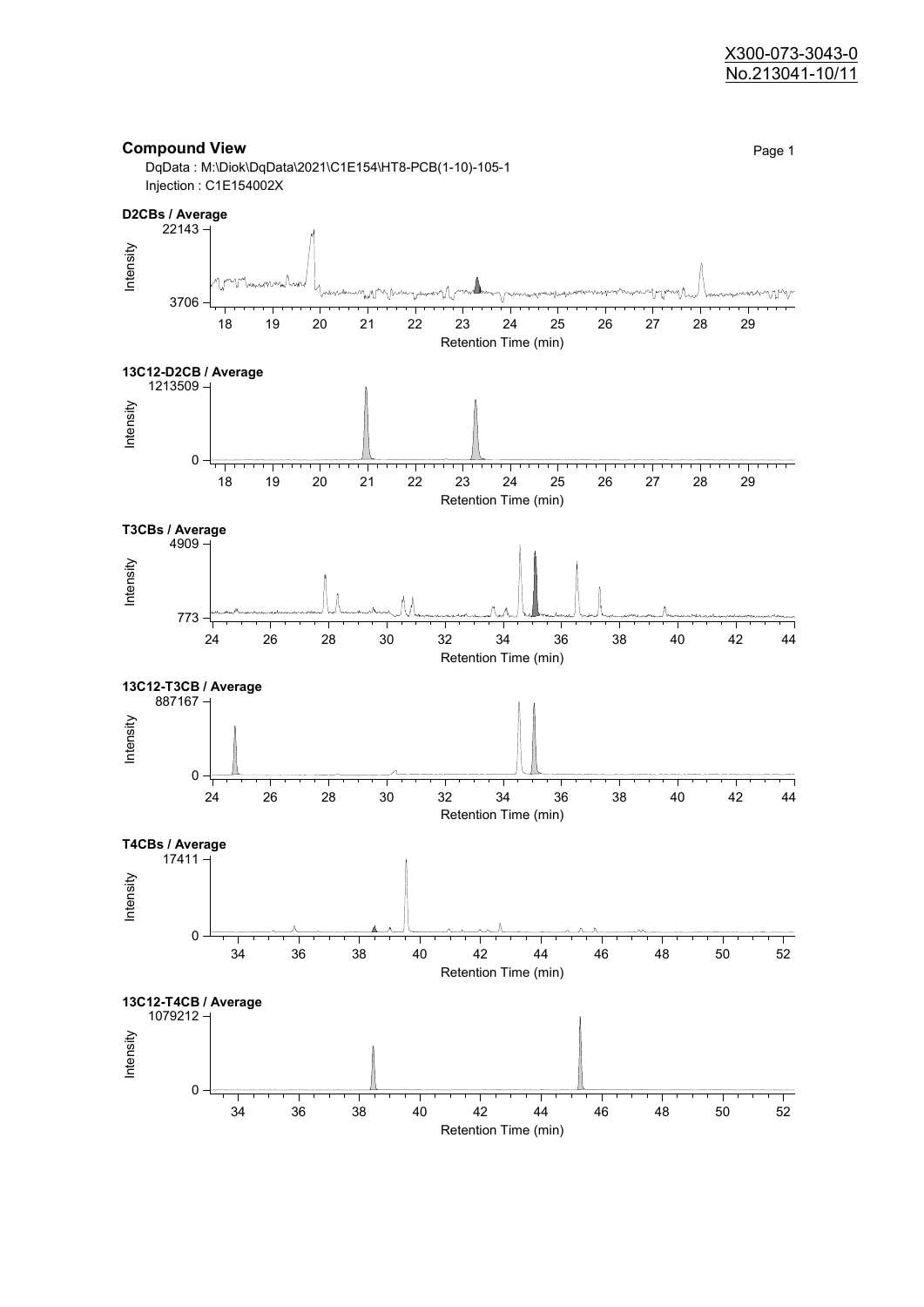X300-073-3043-0
No.213041-10/11

## Compound View

DqData : M:\Diok\DqData\2021\C1E154\HT8-PCB(1-10)-105-1
Injection : C1E154002X

**D2CBs / Average**

Intensity: 3706 – 22143
Retention Time (min): 18 – 29

**13C12-D2CB / Average**

Intensity: 0 – 1213509
Retention Time (min): 18 – 29

**T3CBs / Average**

Intensity: 773 – 4909
Retention Time (min): 24 – 44

**13C12-T3CB / Average**

Intensity: 0 – 887167
Retention Time (min): 24 – 44

**T4CBs / Average**

Intensity: 0 – 17411
Retention Time (min): 34 – 52

**13C12-T4CB / Average**

Intensity: 0 – 1079212
Retention Time (min): 34 – 52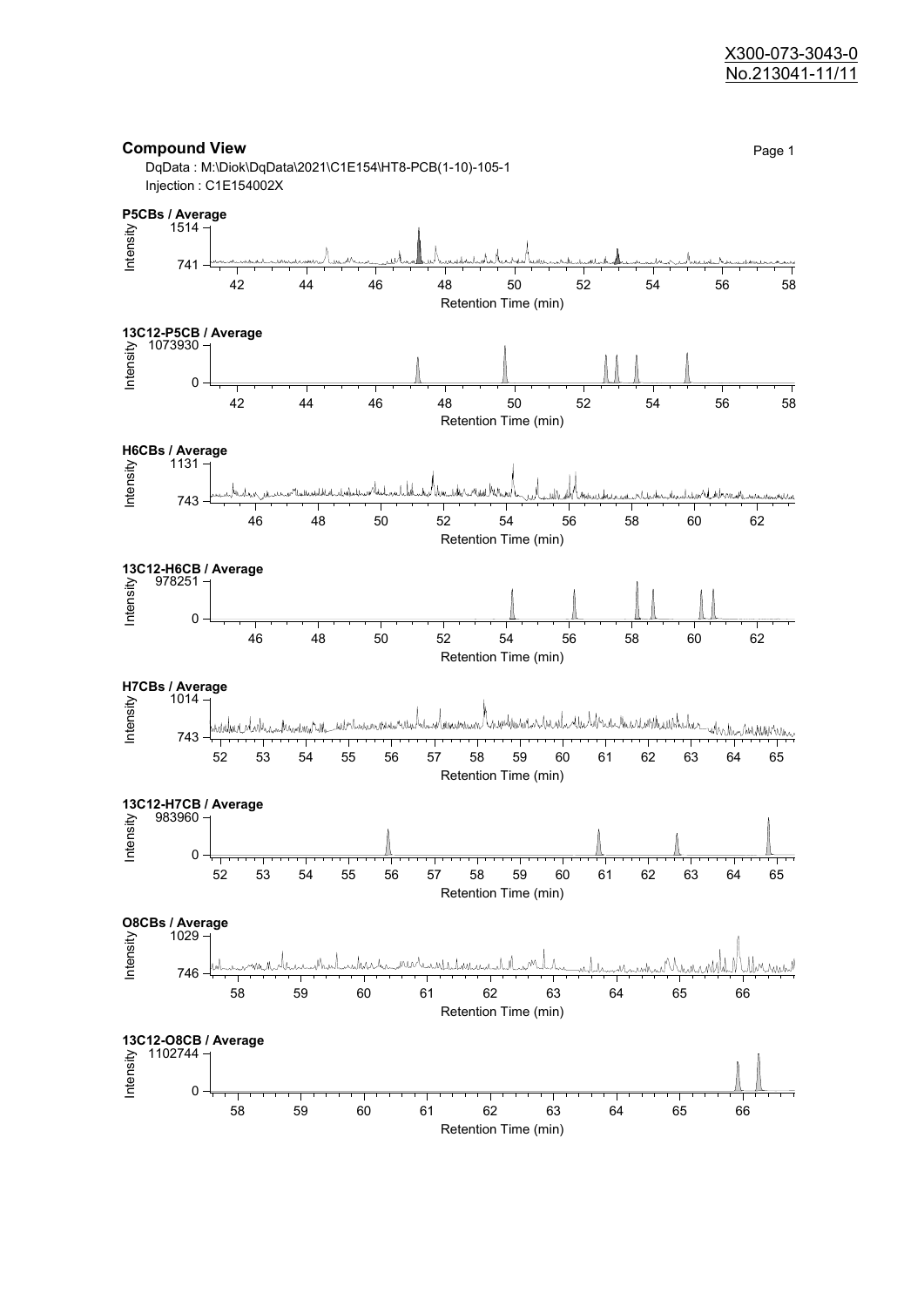X300-073-3043-0
No.213041-11/11

**Compound View**

Page 1

DqData : M:\Diok\DqData\2021\C1E154\HT8-PCB(1-10)-105-1
Injection : C1E154002X

**P5CBs / Average**

Intensity
1514
741
42 44 46 48 50 52 54 56 58
Retention Time (min)

**13C12-P5CB / Average**

Intensity
1073930
0
42 44 46 48 50 52 54 56 58
Retention Time (min)

**H6CBs / Average**

Intensity
1131
743
46 48 50 52 54 56 58 60 62
Retention Time (min)

**13C12-H6CB / Average**

Intensity
978251
0
46 48 50 52 54 56 58 60 62
Retention Time (min)

**H7CBs / Average**

Intensity
1014
743
52 53 54 55 56 57 58 59 60 61 62 63 64 65
Retention Time (min)

**13C12-H7CB / Average**

Intensity
983960
0
52 53 54 55 56 57 58 59 60 61 62 63 64 65
Retention Time (min)

**O8CBs / Average**

Intensity
1029
746
58 59 60 61 62 63 64 65 66
Retention Time (min)

**13C12-O8CB / Average**

Intensity
1102744
0
58 59 60 61 62 63 64 65 66
Retention Time (min)